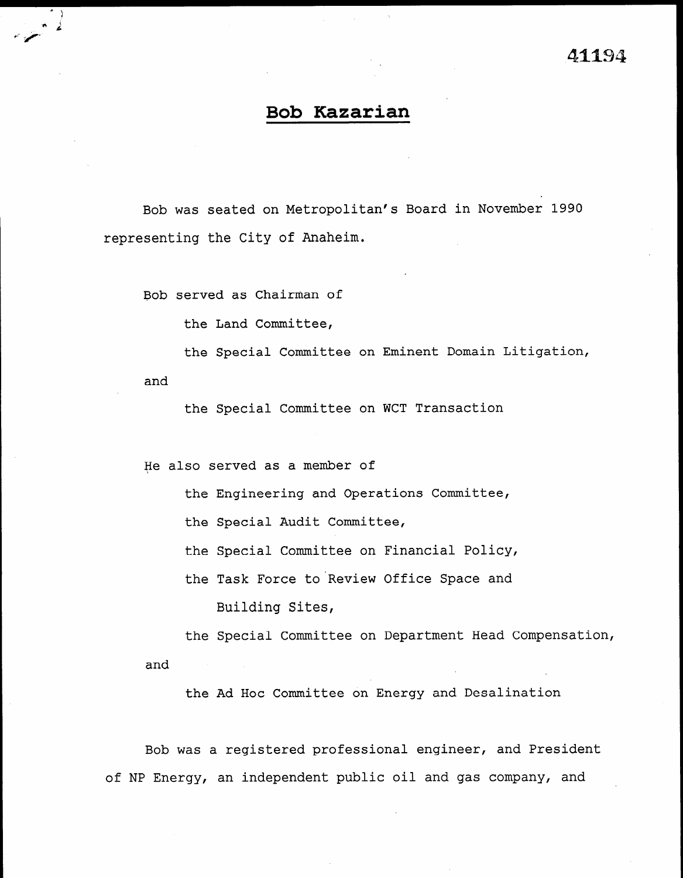# Bob Kazarian

Bob was seated on Metropolitan's Board in November 1990 representing the City of Anaheim.

Bob served as Chairman of

- the Land Committee,
- the Special Committee on Eminent Domain Litigation,

and

- the Special Committee on WCT Transaction

He also served as a member of

- the Engineering and Operations Committee,
- the Special Audit Committee,
- the Special Committee on Financial Policy,
- the Task Force to Review Office Space and Building Sites,
- the Special Committee on Department Head Compensation,

and

- the Ad Hoc Committee on Energy and Desalination

Bob was a registered professional engineer, and President of NP Energy, an independent public oil and gas company, and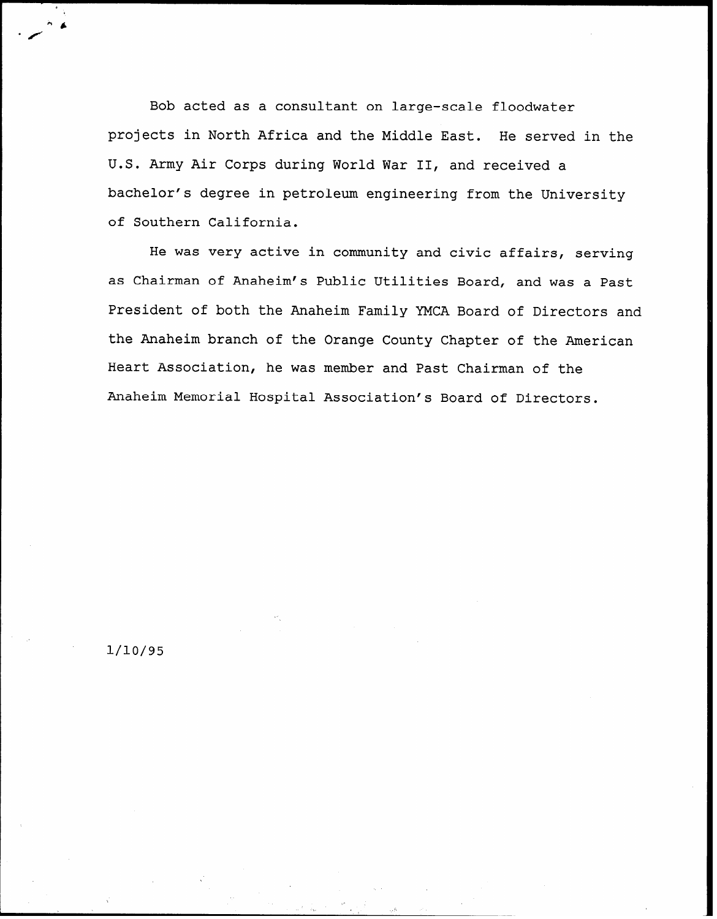Bob acted as a consultant on large-scale floodwater projects in North Africa and the Middle East. He served in the U.S. Army Air Corps during World War II, and received a bachelor's degree in petroleum engineering from the University of Southern California.

He was very active in community and civic affairs, serving as Chairman of Anaheim's Public Utilities Board, and was a Past President of both the Anaheim Family YMCA Board of Directors and the Anaheim branch of the Orange County Chapter of the American Heart Association, he was member and Past Chairman of the Anaheim Memorial Hospital Association's Board of Directors.

1/10/95